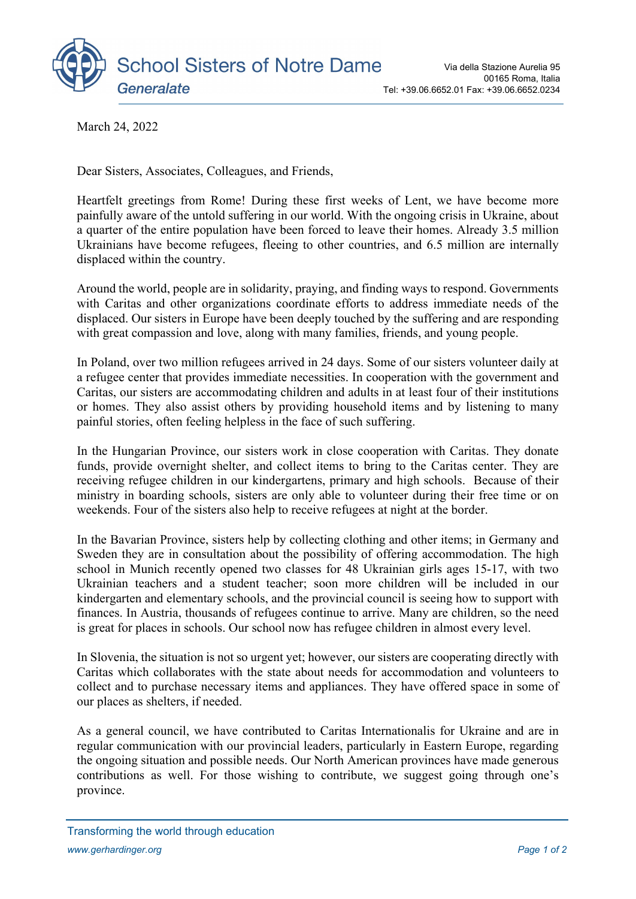# School Sisters of Notre Dame

*Generalate*

Via della Stazione Aurelia 95
00165 Roma, Italia
Tel: +39.06.6652.01 Fax: +39.06.6652.0234

March 24, 2022

Dear Sisters, Associates, Colleagues, and Friends,

Heartfelt greetings from Rome! During these first weeks of Lent, we have become more painfully aware of the untold suffering in our world. With the ongoing crisis in Ukraine, about a quarter of the entire population have been forced to leave their homes. Already 3.5 million Ukrainians have become refugees, fleeing to other countries, and 6.5 million are internally displaced within the country.

Around the world, people are in solidarity, praying, and finding ways to respond. Governments with Caritas and other organizations coordinate efforts to address immediate needs of the displaced. Our sisters in Europe have been deeply touched by the suffering and are responding with great compassion and love, along with many families, friends, and young people.

In Poland, over two million refugees arrived in 24 days. Some of our sisters volunteer daily at a refugee center that provides immediate necessities. In cooperation with the government and Caritas, our sisters are accommodating children and adults in at least four of their institutions or homes. They also assist others by providing household items and by listening to many painful stories, often feeling helpless in the face of such suffering.

In the Hungarian Province, our sisters work in close cooperation with Caritas. They donate funds, provide overnight shelter, and collect items to bring to the Caritas center. They are receiving refugee children in our kindergartens, primary and high schools. Because of their ministry in boarding schools, sisters are only able to volunteer during their free time or on weekends. Four of the sisters also help to receive refugees at night at the border.

In the Bavarian Province, sisters help by collecting clothing and other items; in Germany and Sweden they are in consultation about the possibility of offering accommodation. The high school in Munich recently opened two classes for 48 Ukrainian girls ages 15-17, with two Ukrainian teachers and a student teacher; soon more children will be included in our kindergarten and elementary schools, and the provincial council is seeing how to support with finances. In Austria, thousands of refugees continue to arrive. Many are children, so the need is great for places in schools. Our school now has refugee children in almost every level.

In Slovenia, the situation is not so urgent yet; however, our sisters are cooperating directly with Caritas which collaborates with the state about needs for accommodation and volunteers to collect and to purchase necessary items and appliances. They have offered space in some of our places as shelters, if needed.

As a general council, we have contributed to Caritas Internationalis for Ukraine and are in regular communication with our provincial leaders, particularly in Eastern Europe, regarding the ongoing situation and possible needs. Our North American provinces have made generous contributions as well. For those wishing to contribute, we suggest going through one's province.

Transforming the world through education

*www.gerhardinger.org*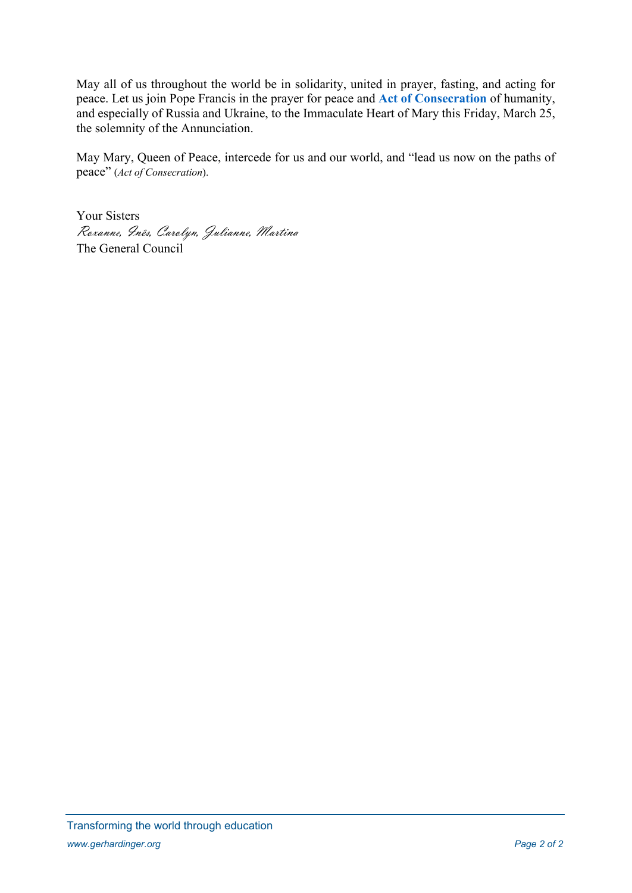May all of us throughout the world be in solidarity, united in prayer, fasting, and acting for peace. Let us join Pope Francis in the prayer for peace and **Act of Consecration** of humanity, and especially of Russia and Ukraine, to the Immaculate Heart of Mary this Friday, March 25, the solemnity of the Annunciation.

May Mary, Queen of Peace, intercede for us and our world, and "lead us now on the paths of peace" (*Act of Consecration*).

Your Sisters
*Roxanne, Inês, Carolyn, Julianne, Martina*
The General Council

Transforming the world through education
*www.gerhardinger.org*